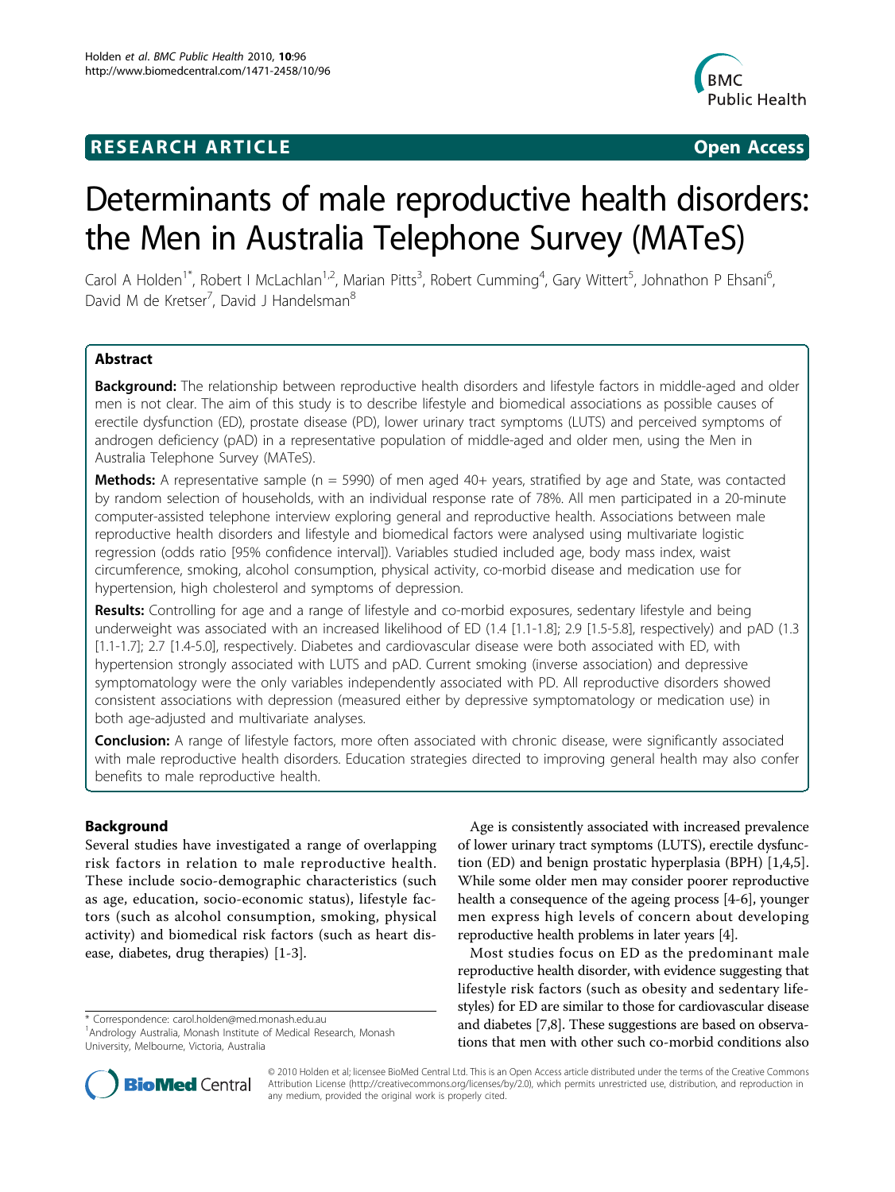**RESEARCH ARTICLE** **Open Access**

# Determinants of male reproductive health disorders: the Men in Australia Telephone Survey (MATeS)

Carol A Holden[1*], Robert I McLachlan[1,2], Marian Pitts[3], Robert Cumming[4], Gary Wittert[5], Johnathon P Ehsani[6], David M de Kretser[7], David J Handelsman[8]

## Abstract

**Background:** The relationship between reproductive health disorders and lifestyle factors in middle-aged and older men is not clear. The aim of this study is to describe lifestyle and biomedical associations as possible causes of erectile dysfunction (ED), prostate disease (PD), lower urinary tract symptoms (LUTS) and perceived symptoms of androgen deficiency (pAD) in a representative population of middle-aged and older men, using the Men in Australia Telephone Survey (MATeS).

**Methods:** A representative sample (n = 5990) of men aged 40+ years, stratified by age and State, was contacted by random selection of households, with an individual response rate of 78%. All men participated in a 20-minute computer-assisted telephone interview exploring general and reproductive health. Associations between male reproductive health disorders and lifestyle and biomedical factors were analysed using multivariate logistic regression (odds ratio [95% confidence interval]). Variables studied included age, body mass index, waist circumference, smoking, alcohol consumption, physical activity, co-morbid disease and medication use for hypertension, high cholesterol and symptoms of depression.

**Results:** Controlling for age and a range of lifestyle and co-morbid exposures, sedentary lifestyle and being underweight was associated with an increased likelihood of ED (1.4 [1.1-1.8]; 2.9 [1.5-5.8], respectively) and pAD (1.3 [1.1-1.7]; 2.7 [1.4-5.0], respectively). Diabetes and cardiovascular disease were both associated with ED, with hypertension strongly associated with LUTS and pAD. Current smoking (inverse association) and depressive symptomatology were the only variables independently associated with PD. All reproductive disorders showed consistent associations with depression (measured either by depressive symptomatology or medication use) in both age-adjusted and multivariate analyses.

**Conclusion:** A range of lifestyle factors, more often associated with chronic disease, were significantly associated with male reproductive health disorders. Education strategies directed to improving general health may also confer benefits to male reproductive health.

## Background

Several studies have investigated a range of overlapping risk factors in relation to male reproductive health. These include socio-demographic characteristics (such as age, education, socio-economic status), lifestyle factors (such as alcohol consumption, smoking, physical activity) and biomedical risk factors (such as heart disease, diabetes, drug therapies) [1-3].

Age is consistently associated with increased prevalence of lower urinary tract symptoms (LUTS), erectile dysfunction (ED) and benign prostatic hyperplasia (BPH) [1,4,5]. While some older men may consider poorer reproductive health a consequence of the ageing process [4-6], younger men express high levels of concern about developing reproductive health problems in later years [4].

Most studies focus on ED as the predominant male reproductive health disorder, with evidence suggesting that lifestyle risk factors (such as obesity and sedentary lifestyles) for ED are similar to those for cardiovascular disease and diabetes [7,8]. These suggestions are based on observations that men with other such co-morbid conditions also

\* Correspondence: carol.holden@med.monash.edu.au
[1]Andrology Australia, Monash Institute of Medical Research, Monash University, Melbourne, Victoria, Australia

© 2010 Holden et al; licensee BioMed Central Ltd. This is an Open Access article distributed under the terms of the Creative Commons Attribution License (http://creativecommons.org/licenses/by/2.0), which permits unrestricted use, distribution, and reproduction in any medium, provided the original work is properly cited.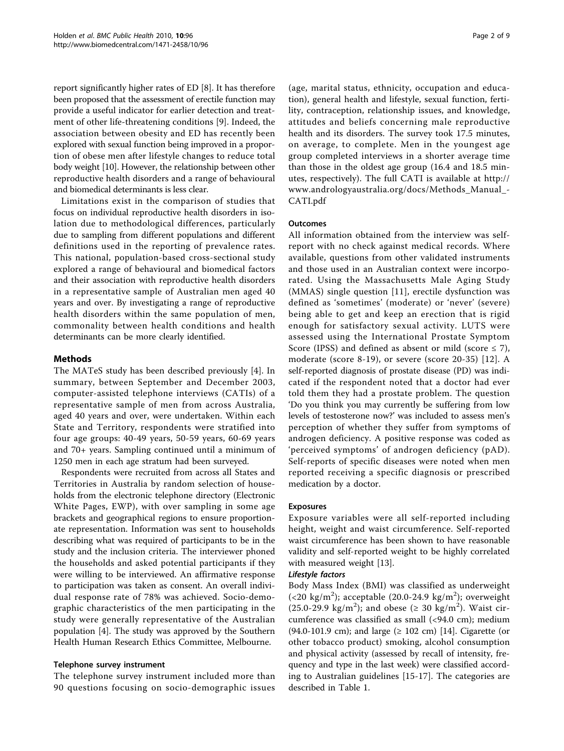report significantly higher rates of ED [8]. It has therefore been proposed that the assessment of erectile function may provide a useful indicator for earlier detection and treatment of other life-threatening conditions [9]. Indeed, the association between obesity and ED has recently been explored with sexual function being improved in a proportion of obese men after lifestyle changes to reduce total body weight [10]. However, the relationship between other reproductive health disorders and a range of behavioural and biomedical determinants is less clear.

Limitations exist in the comparison of studies that focus on individual reproductive health disorders in isolation due to methodological differences, particularly due to sampling from different populations and different definitions used in the reporting of prevalence rates. This national, population-based cross-sectional study explored a range of behavioural and biomedical factors and their association with reproductive health disorders in a representative sample of Australian men aged 40 years and over. By investigating a range of reproductive health disorders within the same population of men, commonality between health conditions and health determinants can be more clearly identified.

## Methods

The MATeS study has been described previously [4]. In summary, between September and December 2003, computer-assisted telephone interviews (CATIs) of a representative sample of men from across Australia, aged 40 years and over, were undertaken. Within each State and Territory, respondents were stratified into four age groups: 40-49 years, 50-59 years, 60-69 years and 70+ years. Sampling continued until a minimum of 1250 men in each age stratum had been surveyed.

Respondents were recruited from across all States and Territories in Australia by random selection of households from the electronic telephone directory (Electronic White Pages, EWP), with over sampling in some age brackets and geographical regions to ensure proportionate representation. Information was sent to households describing what was required of participants to be in the study and the inclusion criteria. The interviewer phoned the households and asked potential participants if they were willing to be interviewed. An affirmative response to participation was taken as consent. An overall individual response rate of 78% was achieved. Socio-demographic characteristics of the men participating in the study were generally representative of the Australian population [4]. The study was approved by the Southern Health Human Research Ethics Committee, Melbourne.

### Telephone survey instrument

The telephone survey instrument included more than 90 questions focusing on socio-demographic issues (age, marital status, ethnicity, occupation and education), general health and lifestyle, sexual function, fertility, contraception, relationship issues, and knowledge, attitudes and beliefs concerning male reproductive health and its disorders. The survey took 17.5 minutes, on average, to complete. Men in the youngest age group completed interviews in a shorter average time than those in the oldest age group (16.4 and 18.5 minutes, respectively). The full CATI is available at http://www.andrologyaustralia.org/docs/Methods_Manual_-CATI.pdf

### Outcomes

All information obtained from the interview was self-report with no check against medical records. Where available, questions from other validated instruments and those used in an Australian context were incorporated. Using the Massachusetts Male Aging Study (MMAS) single question [11], erectile dysfunction was defined as 'sometimes' (moderate) or 'never' (severe) being able to get and keep an erection that is rigid enough for satisfactory sexual activity. LUTS were assessed using the International Prostate Symptom Score (IPSS) and defined as absent or mild (score ≤ 7), moderate (score 8-19), or severe (score 20-35) [12]. A self-reported diagnosis of prostate disease (PD) was indicated if the respondent noted that a doctor had ever told them they had a prostate problem. The question 'Do you think you may currently be suffering from low levels of testosterone now?' was included to assess men's perception of whether they suffer from symptoms of androgen deficiency. A positive response was coded as 'perceived symptoms' of androgen deficiency (pAD). Self-reports of specific diseases were noted when men reported receiving a specific diagnosis or prescribed medication by a doctor.

### Exposures

Exposure variables were all self-reported including height, weight and waist circumference. Self-reported waist circumference has been shown to have reasonable validity and self-reported weight to be highly correlated with measured weight [13].

#### *Lifestyle factors*

Body Mass Index (BMI) was classified as underweight (<20 $kg/m^2$); acceptable (20.0-24.9 $kg/m^2$); overweight (25.0-29.9 $kg/m^2$); and obese (≥ 30 $kg/m^2$). Waist circumference was classified as small (<94.0 cm); medium (94.0-101.9 cm); and large (≥ 102 cm) [14]. Cigarette (or other tobacco product) smoking, alcohol consumption and physical activity (assessed by recall of intensity, frequency and type in the last week) were classified according to Australian guidelines [15-17]. The categories are described in Table 1.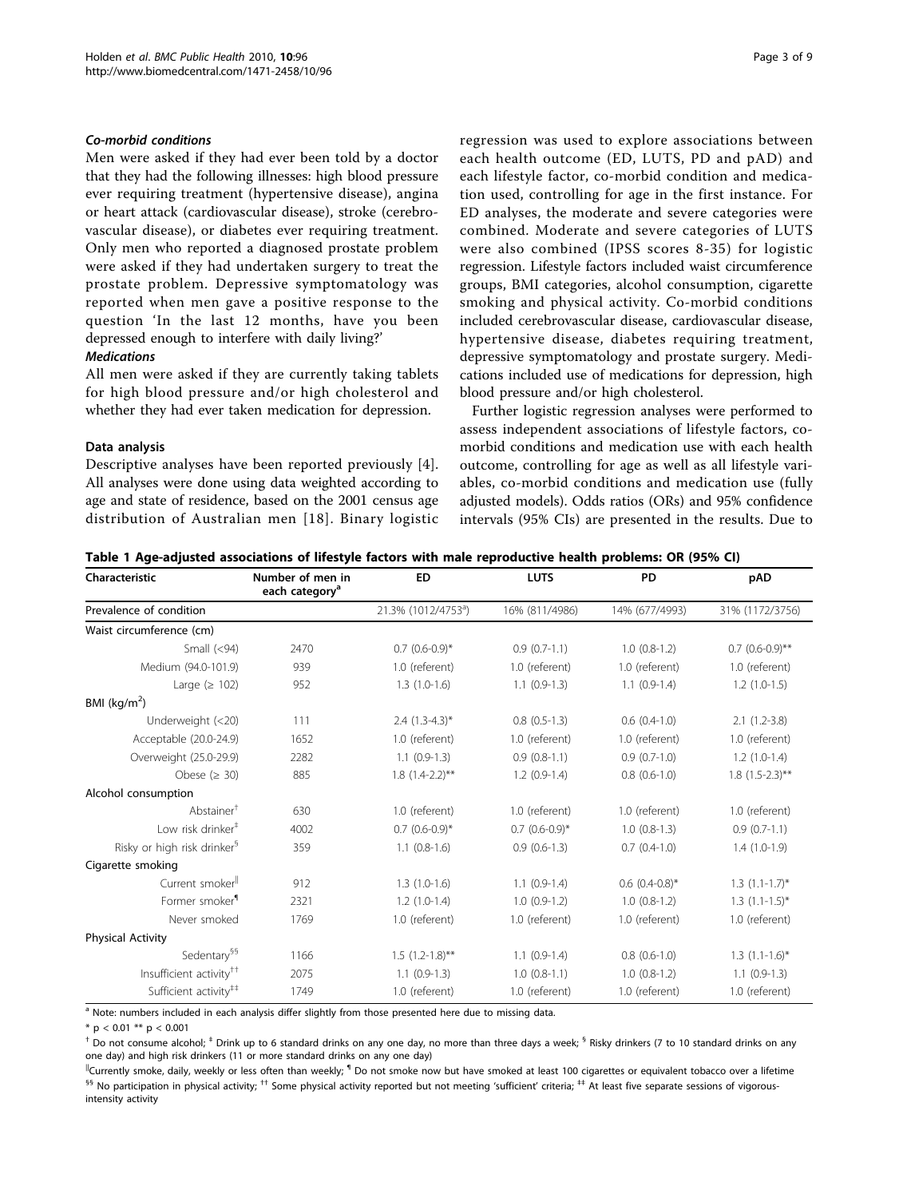#### *Co-morbid conditions*

Men were asked if they had ever been told by a doctor that they had the following illnesses: high blood pressure ever requiring treatment (hypertensive disease), angina or heart attack (cardiovascular disease), stroke (cerebrovascular disease), or diabetes ever requiring treatment. Only men who reported a diagnosed prostate problem were asked if they had undertaken surgery to treat the prostate problem. Depressive symptomatology was reported when men gave a positive response to the question 'In the last 12 months, have you been depressed enough to interfere with daily living?'

#### *Medications*

All men were asked if they are currently taking tablets for high blood pressure and/or high cholesterol and whether they had ever taken medication for depression.

### Data analysis

Descriptive analyses have been reported previously [4]. All analyses were done using data weighted according to age and state of residence, based on the 2001 census age distribution of Australian men [18]. Binary logistic regression was used to explore associations between each health outcome (ED, LUTS, PD and pAD) and each lifestyle factor, co-morbid condition and medication used, controlling for age in the first instance. For ED analyses, the moderate and severe categories were combined. Moderate and severe categories of LUTS were also combined (IPSS scores 8-35) for logistic regression. Lifestyle factors included waist circumference groups, BMI categories, alcohol consumption, cigarette smoking and physical activity. Co-morbid conditions included cerebrovascular disease, cardiovascular disease, hypertensive disease, diabetes requiring treatment, depressive symptomatology and prostate surgery. Medications included use of medications for depression, high blood pressure and/or high cholesterol.

Further logistic regression analyses were performed to assess independent associations of lifestyle factors, co-morbid conditions and medication use with each health outcome, controlling for age as well as all lifestyle variables, co-morbid conditions and medication use (fully adjusted models). Odds ratios (ORs) and 95% confidence intervals (95% CIs) are presented in the results. Due to

**Table 1 Age-adjusted associations of lifestyle factors with male reproductive health problems: OR (95% CI)**

| Characteristic | Number of men in each category[a] | ED | LUTS | PD | pAD |
|---|---|---|---|---|---|
| Prevalence of condition | | 21.3% (1012/4753[a]) | 16% (811/4986) | 14% (677/4993) | 31% (1172/3756) |
| Waist circumference (cm) | | | | | |
| Small (<94) | 2470 | 0.7 (0.6-0.9)* | 0.9 (0.7-1.1) | 1.0 (0.8-1.2) | 0.7 (0.6-0.9)** |
| Medium (94.0-101.9) | 939 | 1.0 (referent) | 1.0 (referent) | 1.0 (referent) | 1.0 (referent) |
| Large (≥ 102) | 952 | 1.3 (1.0-1.6) | 1.1 (0.9-1.3) | 1.1 (0.9-1.4) | 1.2 (1.0-1.5) |
| BMI (kg/m$^2$) | | | | | |
| Underweight (<20) | 111 | 2.4 (1.3-4.3)* | 0.8 (0.5-1.3) | 0.6 (0.4-1.0) | 2.1 (1.2-3.8) |
| Acceptable (20.0-24.9) | 1652 | 1.0 (referent) | 1.0 (referent) | 1.0 (referent) | 1.0 (referent) |
| Overweight (25.0-29.9) | 2282 | 1.1 (0.9-1.3) | 0.9 (0.8-1.1) | 0.9 (0.7-1.0) | 1.2 (1.0-1.4) |
| Obese (≥ 30) | 885 | 1.8 (1.4-2.2)** | 1.2 (0.9-1.4) | 0.8 (0.6-1.0) | 1.8 (1.5-2.3)** |
| Alcohol consumption | | | | | |
| Abstainer[†] | 630 | 1.0 (referent) | 1.0 (referent) | 1.0 (referent) | 1.0 (referent) |
| Low risk drinker[‡] | 4002 | 0.7 (0.6-0.9)* | 0.7 (0.6-0.9)* | 1.0 (0.8-1.3) | 0.9 (0.7-1.1) |
| Risky or high risk drinker[§] | 359 | 1.1 (0.8-1.6) | 0.9 (0.6-1.3) | 0.7 (0.4-1.0) | 1.4 (1.0-1.9) |
| Cigarette smoking | | | | | |
| Current smoker[‖] | 912 | 1.3 (1.0-1.6) | 1.1 (0.9-1.4) | 0.6 (0.4-0.8)* | 1.3 (1.1-1.7)* |
| Former smoker[¶] | 2321 | 1.2 (1.0-1.4) | 1.0 (0.9-1.2) | 1.0 (0.8-1.2) | 1.3 (1.1-1.5)* |
| Never smoked | 1769 | 1.0 (referent) | 1.0 (referent) | 1.0 (referent) | 1.0 (referent) |
| Physical Activity | | | | | |
| Sedentary[§§] | 1166 | 1.5 (1.2-1.8)** | 1.1 (0.9-1.4) | 0.8 (0.6-1.0) | 1.3 (1.1-1.6)* |
| Insufficient activity[††] | 2075 | 1.1 (0.9-1.3) | 1.0 (0.8-1.1) | 1.0 (0.8-1.2) | 1.1 (0.9-1.3) |
| Sufficient activity[‡‡] | 1749 | 1.0 (referent) | 1.0 (referent) | 1.0 (referent) | 1.0 (referent) |

[a] Note: numbers included in each analysis differ slightly from those presented here due to missing data.

* $p < 0.01$ ** $p < 0.001$

[†] Do not consume alcohol; [‡] Drink up to 6 standard drinks on any one day, no more than three days a week; [§] Risky drinkers (7 to 10 standard drinks on any one day) and high risk drinkers (11 or more standard drinks on any one day)

[‖]Currently smoke, daily, weekly or less often than weekly; [¶] Do not smoke now but have smoked at least 100 cigarettes or equivalent tobacco over a lifetime [§§] No participation in physical activity; [††] Some physical activity reported but not meeting 'sufficient' criteria; [‡‡] At least five separate sessions of vigorous-intensity activity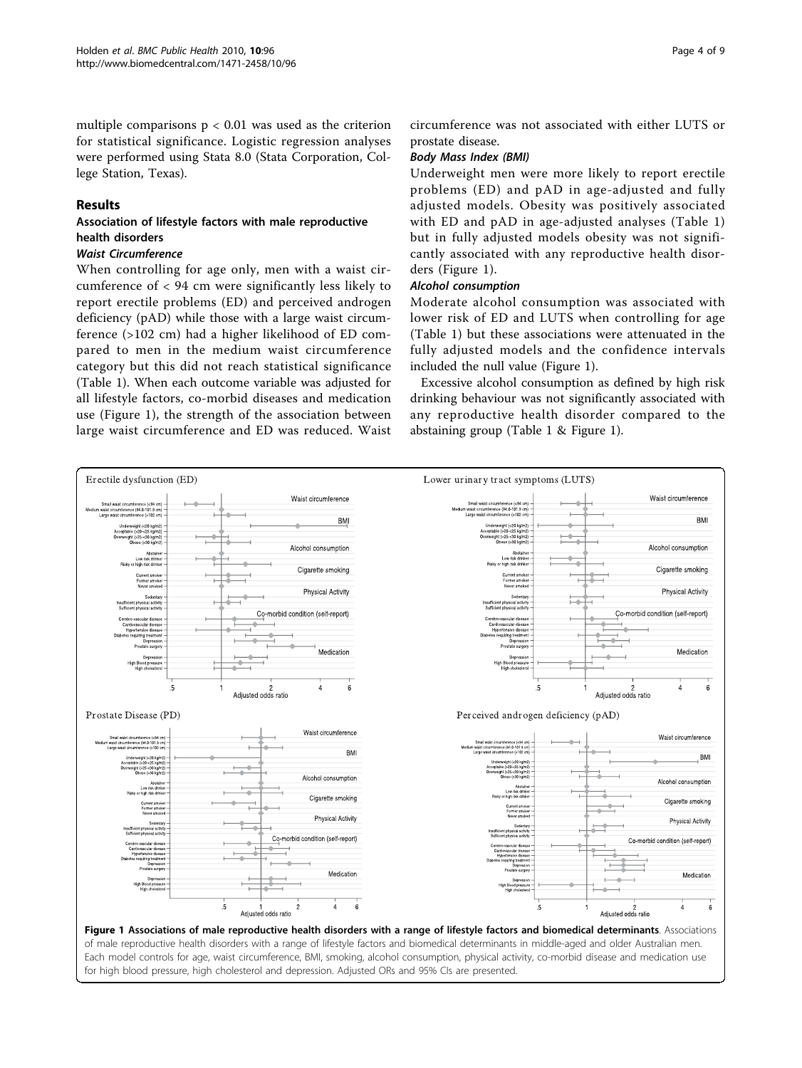multiple comparisons $p < 0.01$ was used as the criterion for statistical significance. Logistic regression analyses were performed using Stata 8.0 (Stata Corporation, College Station, Texas).

## Results

### Association of lifestyle factors with male reproductive health disorders

#### *Waist Circumference*

When controlling for age only, men with a waist circumference of < 94 cm were significantly less likely to report erectile problems (ED) and perceived androgen deficiency (pAD) while those with a large waist circumference (>102 cm) had a higher likelihood of ED compared to men in the medium waist circumference category but this did not reach statistical significance (Table 1). When each outcome variable was adjusted for all lifestyle factors, co-morbid diseases and medication use (Figure 1), the strength of the association between large waist circumference and ED was reduced. Waist circumference was not associated with either LUTS or prostate disease.

#### *Body Mass Index (BMI)*

Underweight men were more likely to report erectile problems (ED) and pAD in age-adjusted and fully adjusted models. Obesity was positively associated with ED and pAD in age-adjusted analyses (Table 1) but in fully adjusted models obesity was not significantly associated with any reproductive health disorders (Figure 1).

#### *Alcohol consumption*

Moderate alcohol consumption was associated with lower risk of ED and LUTS when controlling for age (Table 1) but these associations were attenuated in the fully adjusted models and the confidence intervals included the null value (Figure 1).

Excessive alcohol consumption as defined by high risk drinking behaviour was not significantly associated with any reproductive health disorder compared to the abstaining group (Table 1 & Figure 1).

**Figure 1 Associations of male reproductive health disorders with a range of lifestyle factors and biomedical determinants**. Associations of male reproductive health disorders with a range of lifestyle factors and biomedical determinants in middle-aged and older Australian men. Each model controls for age, waist circumference, BMI, smoking, alcohol consumption, physical activity, co-morbid disease and medication use for high blood pressure, high cholesterol and depression. Adjusted ORs and 95% CIs are presented.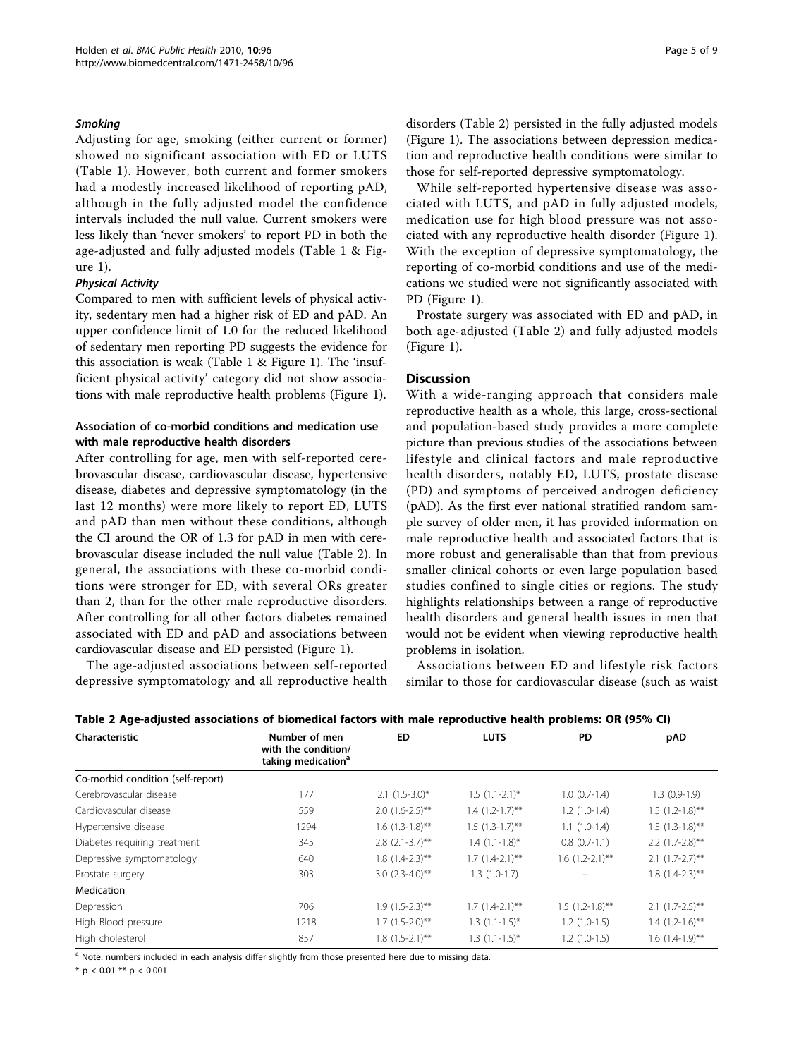#### Smoking

Adjusting for age, smoking (either current or former) showed no significant association with ED or LUTS (Table 1). However, both current and former smokers had a modestly increased likelihood of reporting pAD, although in the fully adjusted model the confidence intervals included the null value. Current smokers were less likely than 'never smokers' to report PD in both the age-adjusted and fully adjusted models (Table 1 & Figure 1).

#### Physical Activity

Compared to men with sufficient levels of physical activity, sedentary men had a higher risk of ED and pAD. An upper confidence limit of 1.0 for the reduced likelihood of sedentary men reporting PD suggests the evidence for this association is weak (Table 1 & Figure 1). The 'insufficient physical activity' category did not show associations with male reproductive health problems (Figure 1).

### Association of co-morbid conditions and medication use with male reproductive health disorders

After controlling for age, men with self-reported cerebrovascular disease, cardiovascular disease, hypertensive disease, diabetes and depressive symptomatology (in the last 12 months) were more likely to report ED, LUTS and pAD than men without these conditions, although the CI around the OR of 1.3 for pAD in men with cerebrovascular disease included the null value (Table 2). In general, the associations with these co-morbid conditions were stronger for ED, with several ORs greater than 2, than for the other male reproductive disorders. After controlling for all other factors diabetes remained associated with ED and pAD and associations between cardiovascular disease and ED persisted (Figure 1).

The age-adjusted associations between self-reported depressive symptomatology and all reproductive health disorders (Table 2) persisted in the fully adjusted models (Figure 1). The associations between depression medication and reproductive health conditions were similar to those for self-reported depressive symptomatology.

While self-reported hypertensive disease was associated with LUTS, and pAD in fully adjusted models, medication use for high blood pressure was not associated with any reproductive health disorder (Figure 1). With the exception of depressive symptomatology, the reporting of co-morbid conditions and use of the medications we studied were not significantly associated with PD (Figure 1).

Prostate surgery was associated with ED and pAD, in both age-adjusted (Table 2) and fully adjusted models (Figure 1).

## Discussion

With a wide-ranging approach that considers male reproductive health as a whole, this large, cross-sectional and population-based study provides a more complete picture than previous studies of the associations between lifestyle and clinical factors and male reproductive health disorders, notably ED, LUTS, prostate disease (PD) and symptoms of perceived androgen deficiency (pAD). As the first ever national stratified random sample survey of older men, it has provided information on male reproductive health and associated factors that is more robust and generalisable than that from previous smaller clinical cohorts or even large population based studies confined to single cities or regions. The study highlights relationships between a range of reproductive health disorders and general health issues in men that would not be evident when viewing reproductive health problems in isolation.

Associations between ED and lifestyle risk factors similar to those for cardiovascular disease (such as waist

**Table 2 Age-adjusted associations of biomedical factors with male reproductive health problems: OR (95% CI)**

| Characteristic | Number of men with the condition/ taking medication[a] | ED | LUTS | PD | pAD |
|---|---|---|---|---|---|
| Co-morbid condition (self-report) | | | | | |
| Cerebrovascular disease | 177 | 2.1 (1.5-3.0)* | 1.5 (1.1-2.1)* | 1.0 (0.7-1.4) | 1.3 (0.9-1.9) |
| Cardiovascular disease | 559 | 2.0 (1.6-2.5)** | 1.4 (1.2-1.7)** | 1.2 (1.0-1.4) | 1.5 (1.2-1.8)** |
| Hypertensive disease | 1294 | 1.6 (1.3-1.8)** | 1.5 (1.3-1.7)** | 1.1 (1.0-1.4) | 1.5 (1.3-1.8)** |
| Diabetes requiring treatment | 345 | 2.8 (2.1-3.7)** | 1.4 (1.1-1.8)* | 0.8 (0.7-1.1) | 2.2 (1.7-2.8)** |
| Depressive symptomatology | 640 | 1.8 (1.4-2.3)** | 1.7 (1.4-2.1)** | 1.6 (1.2-2.1)** | 2.1 (1.7-2.7)** |
| Prostate surgery | 303 | 3.0 (2.3-4.0)** | 1.3 (1.0-1.7) | – | 1.8 (1.4-2.3)** |
| Medication | | | | | |
| Depression | 706 | 1.9 (1.5-2.3)** | 1.7 (1.4-2.1)** | 1.5 (1.2-1.8)** | 2.1 (1.7-2.5)** |
| High Blood pressure | 1218 | 1.7 (1.5-2.0)** | 1.3 (1.1-1.5)* | 1.2 (1.0-1.5) | 1.4 (1.2-1.6)** |
| High cholesterol | 857 | 1.8 (1.5-2.1)** | 1.3 (1.1-1.5)* | 1.2 (1.0-1.5) | 1.6 (1.4-1.9)** |

[a] Note: numbers included in each analysis differ slightly from those presented here due to missing data.

* $p < 0.01$ ** $p < 0.001$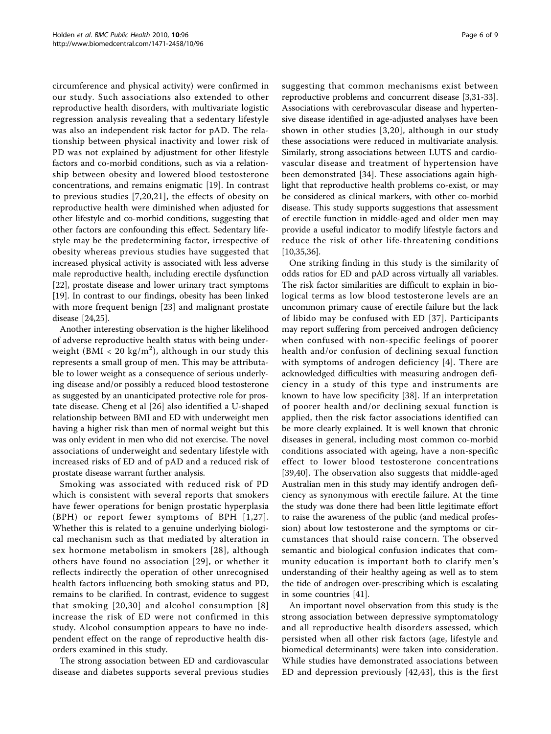circumference and physical activity) were confirmed in our study. Such associations also extended to other reproductive health disorders, with multivariate logistic regression analysis revealing that a sedentary lifestyle was also an independent risk factor for pAD. The relationship between physical inactivity and lower risk of PD was not explained by adjustment for other lifestyle factors and co-morbid conditions, such as via a relationship between obesity and lowered blood testosterone concentrations, and remains enigmatic [19]. In contrast to previous studies [7,20,21], the effects of obesity on reproductive health were diminished when adjusted for other lifestyle and co-morbid conditions, suggesting that other factors are confounding this effect. Sedentary lifestyle may be the predetermining factor, irrespective of obesity whereas previous studies have suggested that increased physical activity is associated with less adverse male reproductive health, including erectile dysfunction [22], prostate disease and lower urinary tract symptoms [19]. In contrast to our findings, obesity has been linked with more frequent benign [23] and malignant prostate disease [24,25].

Another interesting observation is the higher likelihood of adverse reproductive health status with being underweight (BMI < 20 $kg/m^2$), although in our study this represents a small group of men. This may be attributable to lower weight as a consequence of serious underlying disease and/or possibly a reduced blood testosterone as suggested by an unanticipated protective role for prostate disease. Cheng et al [26] also identified a U-shaped relationship between BMI and ED with underweight men having a higher risk than men of normal weight but this was only evident in men who did not exercise. The novel associations of underweight and sedentary lifestyle with increased risks of ED and of pAD and a reduced risk of prostate disease warrant further analysis.

Smoking was associated with reduced risk of PD which is consistent with several reports that smokers have fewer operations for benign prostatic hyperplasia (BPH) or report fewer symptoms of BPH [1,27]. Whether this is related to a genuine underlying biological mechanism such as that mediated by alteration in sex hormone metabolism in smokers [28], although others have found no association [29], or whether it reflects indirectly the operation of other unrecognised health factors influencing both smoking status and PD, remains to be clarified. In contrast, evidence to suggest that smoking [20,30] and alcohol consumption [8] increase the risk of ED were not confirmed in this study. Alcohol consumption appears to have no independent effect on the range of reproductive health disorders examined in this study.

The strong association between ED and cardiovascular disease and diabetes supports several previous studies suggesting that common mechanisms exist between reproductive problems and concurrent disease [3,31-33]. Associations with cerebrovascular disease and hypertensive disease identified in age-adjusted analyses have been shown in other studies [3,20], although in our study these associations were reduced in multivariate analysis. Similarly, strong associations between LUTS and cardiovascular disease and treatment of hypertension have been demonstrated [34]. These associations again highlight that reproductive health problems co-exist, or may be considered as clinical markers, with other co-morbid disease. This study supports suggestions that assessment of erectile function in middle-aged and older men may provide a useful indicator to modify lifestyle factors and reduce the risk of other life-threatening conditions [10,35,36].

One striking finding in this study is the similarity of odds ratios for ED and pAD across virtually all variables. The risk factor similarities are difficult to explain in biological terms as low blood testosterone levels are an uncommon primary cause of erectile failure but the lack of libido may be confused with ED [37]. Participants may report suffering from perceived androgen deficiency when confused with non-specific feelings of poorer health and/or confusion of declining sexual function with symptoms of androgen deficiency [4]. There are acknowledged difficulties with measuring androgen deficiency in a study of this type and instruments are known to have low specificity [38]. If an interpretation of poorer health and/or declining sexual function is applied, then the risk factor associations identified can be more clearly explained. It is well known that chronic diseases in general, including most common co-morbid conditions associated with ageing, have a non-specific effect to lower blood testosterone concentrations [39,40]. The observation also suggests that middle-aged Australian men in this study may identify androgen deficiency as synonymous with erectile failure. At the time the study was done there had been little legitimate effort to raise the awareness of the public (and medical profession) about low testosterone and the symptoms or circumstances that should raise concern. The observed semantic and biological confusion indicates that community education is important both to clarify men's understanding of their healthy ageing as well as to stem the tide of androgen over-prescribing which is escalating in some countries [41].

An important novel observation from this study is the strong association between depressive symptomatology and all reproductive health disorders assessed, which persisted when all other risk factors (age, lifestyle and biomedical determinants) were taken into consideration. While studies have demonstrated associations between ED and depression previously [42,43], this is the first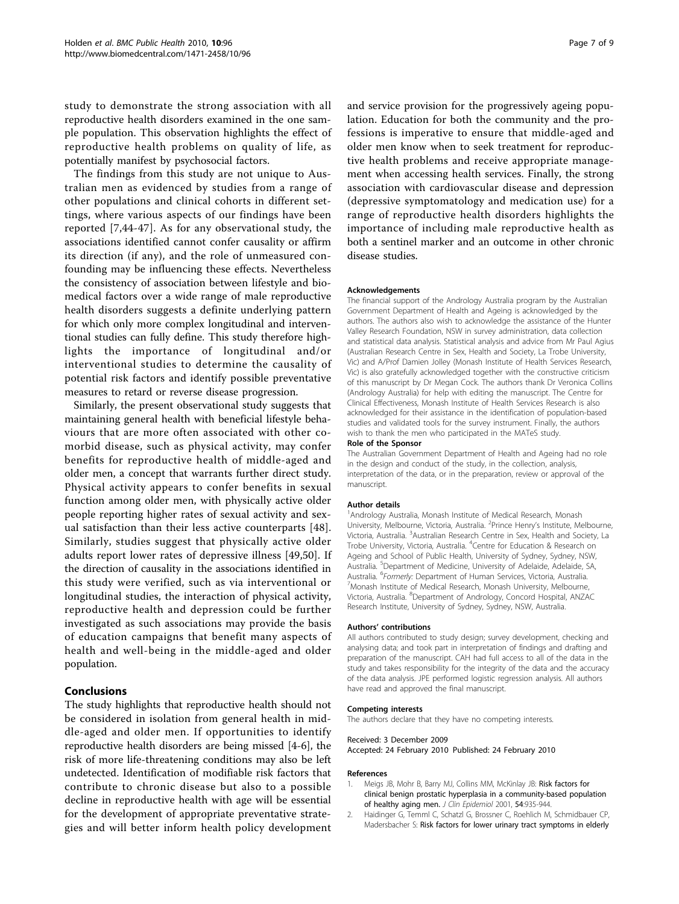study to demonstrate the strong association with all reproductive health disorders examined in the one sample population. This observation highlights the effect of reproductive health problems on quality of life, as potentially manifest by psychosocial factors.

The findings from this study are not unique to Australian men as evidenced by studies from a range of other populations and clinical cohorts in different settings, where various aspects of our findings have been reported [7,44-47]. As for any observational study, the associations identified cannot confer causality or affirm its direction (if any), and the role of unmeasured confounding may be influencing these effects. Nevertheless the consistency of association between lifestyle and biomedical factors over a wide range of male reproductive health disorders suggests a definite underlying pattern for which only more complex longitudinal and interventional studies can fully define. This study therefore highlights the importance of longitudinal and/or interventional studies to determine the causality of potential risk factors and identify possible preventative measures to retard or reverse disease progression.

Similarly, the present observational study suggests that maintaining general health with beneficial lifestyle behaviours that are more often associated with other comorbid disease, such as physical activity, may confer benefits for reproductive health of middle-aged and older men, a concept that warrants further direct study. Physical activity appears to confer benefits in sexual function among older men, with physically active older people reporting higher rates of sexual activity and sexual satisfaction than their less active counterparts [48]. Similarly, studies suggest that physically active older adults report lower rates of depressive illness [49,50]. If the direction of causality in the associations identified in this study were verified, such as via interventional or longitudinal studies, the interaction of physical activity, reproductive health and depression could be further investigated as such associations may provide the basis of education campaigns that benefit many aspects of health and well-being in the middle-aged and older population.

## Conclusions

The study highlights that reproductive health should not be considered in isolation from general health in middle-aged and older men. If opportunities to identify reproductive health disorders are being missed [4-6], the risk of more life-threatening conditions may also be left undetected. Identification of modifiable risk factors that contribute to chronic disease but also to a possible decline in reproductive health with age will be essential for the development of appropriate preventative strategies and will better inform health policy development and service provision for the progressively ageing population. Education for both the community and the professions is imperative to ensure that middle-aged and older men know when to seek treatment for reproductive health problems and receive appropriate management when accessing health services. Finally, the strong association with cardiovascular disease and depression (depressive symptomatology and medication use) for a range of reproductive health disorders highlights the importance of including male reproductive health as both a sentinel marker and an outcome in other chronic disease studies.

#### Acknowledgements

The financial support of the Andrology Australia program by the Australian Government Department of Health and Ageing is acknowledged by the authors. The authors also wish to acknowledge the assistance of the Hunter Valley Research Foundation, NSW in survey administration, data collection and statistical data analysis. Statistical analysis and advice from Mr Paul Agius (Australian Research Centre in Sex, Health and Society, La Trobe University, Vic) and A/Prof Damien Jolley (Monash Institute of Health Services Research, Vic) is also gratefully acknowledged together with the constructive criticism of this manuscript by Dr Megan Cock. The authors thank Dr Veronica Collins (Andrology Australia) for help with editing the manuscript. The Centre for Clinical Effectiveness, Monash Institute of Health Services Research is also acknowledged for their assistance in the identification of population-based studies and validated tools for the survey instrument. Finally, the authors wish to thank the men who participated in the MATeS study.

#### Role of the Sponsor

The Australian Government Department of Health and Ageing had no role in the design and conduct of the study, in the collection, analysis, interpretation of the data, or in the preparation, review or approval of the manuscript.

#### Author details

[1]Andrology Australia, Monash Institute of Medical Research, Monash University, Melbourne, Victoria, Australia. [2]Prince Henry's Institute, Melbourne, Victoria, Australia. [3]Australian Research Centre in Sex, Health and Society, La Trobe University, Victoria, Australia. [4]Centre for Education & Research on Ageing and School of Public Health, University of Sydney, Sydney, NSW, Australia. [5]Department of Medicine, University of Adelaide, Adelaide, SA, Australia. [6]*Formerly:* Department of Human Services, Victoria, Australia. [7]Monash Institute of Medical Research, Monash University, Melbourne, Victoria, Australia. [8]Department of Andrology, Concord Hospital, ANZAC Research Institute, University of Sydney, Sydney, NSW, Australia.

#### Authors' contributions

All authors contributed to study design; survey development, checking and analysing data; and took part in interpretation of findings and drafting and preparation of the manuscript. CAH had full access to all of the data in the study and takes responsibility for the integrity of the data and the accuracy of the data analysis. JPE performed logistic regression analysis. All authors have read and approved the final manuscript.

#### Competing interests

The authors declare that they have no competing interests.

Received: 3 December 2009
Accepted: 24 February 2010 Published: 24 February 2010

#### References

1. Meigs JB, Mohr B, Barry MJ, Collins MM, McKinlay JB: **Risk factors for clinical benign prostatic hyperplasia in a community-based population of healthy aging men.** *J Clin Epidemiol* 2001, **54**:935-944.
2. Haidinger G, Temml C, Schatzl G, Brossner C, Roehlich M, Schmidbauer CP, Madersbacher S: **Risk factors for lower urinary tract symptoms in elderly**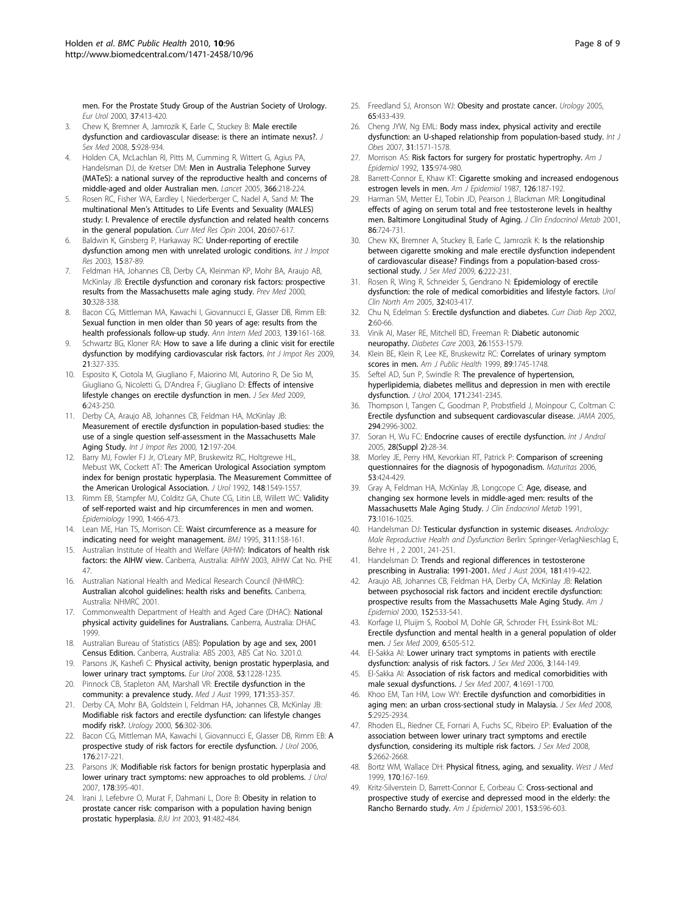men. For the Prostate Study Group of the Austrian Society of Urology. *Eur Urol* 2000, **37**:413-420.

3. Chew K, Bremner A, Jamrozik K, Earle C, Stuckey B: **Male erectile dysfunction and cardiovascular disease: is there an intimate nexus?.** *J Sex Med* 2008, **5**:928-934.
4. Holden CA, McLachlan RI, Pitts M, Cumming R, Wittert G, Agius PA, Handelsman DJ, de Kretser DM: **Men in Australia Telephone Survey (MATeS): a national survey of the reproductive health and concerns of middle-aged and older Australian men.** *Lancet* 2005, **366**:218-224.
5. Rosen RC, Fisher WA, Eardley I, Niederberger C, Nadel A, Sand M: **The multinational Men's Attitudes to Life Events and Sexuality (MALES) study: I. Prevalence of erectile dysfunction and related health concerns in the general population.** *Curr Med Res Opin* 2004, **20**:607-617.
6. Baldwin K, Ginsberg P, Harkaway RC: **Under-reporting of erectile dysfunction among men with unrelated urologic conditions.** *Int J Impot Res* 2003, **15**:87-89.
7. Feldman HA, Johannes CB, Derby CA, Kleinman KP, Mohr BA, Araujo AB, McKinlay JB: **Erectile dysfunction and coronary risk factors: prospective results from the Massachusetts male aging study.** *Prev Med* 2000, **30**:328-338.
8. Bacon CG, Mittleman MA, Kawachi I, Giovannucci E, Glasser DB, Rimm EB: **Sexual function in men older than 50 years of age: results from the health professionals follow-up study.** *Ann Intern Med* 2003, **139**:161-168.
9. Schwartz BG, Kloner RA: **How to save a life during a clinic visit for erectile dysfunction by modifying cardiovascular risk factors.** *Int J Impot Res* 2009, **21**:327-335.
10. Esposito K, Ciotola M, Giugliano F, Maiorino MI, Autorino R, De Sio M, Giugliano G, Nicoletti G, D'Andrea F, Giugliano D: **Effects of intensive lifestyle changes on erectile dysfunction in men.** *J Sex Med* 2009, **6**:243-250.
11. Derby CA, Araujo AB, Johannes CB, Feldman HA, McKinlay JB: **Measurement of erectile dysfunction in population-based studies: the use of a single question self-assessment in the Massachusetts Male Aging Study.** *Int J Impot Res* 2000, **12**:197-204.
12. Barry MJ, Fowler FJ Jr, O'Leary MP, Bruskewitz RC, Holtgrewe HL, Mebust WK, Cockett AT: **The American Urological Association symptom index for benign prostatic hyperplasia. The Measurement Committee of the American Urological Association.** *J Urol* 1992, **148**:1549-1557.
13. Rimm EB, Stampfer MJ, Colditz GA, Chute CG, Litin LB, Willett WC: **Validity of self-reported waist and hip circumferences in men and women.** *Epidemiology* 1990, **1**:466-473.
14. Lean ME, Han TS, Morrison CE: **Waist circumference as a measure for indicating need for weight management.** *BMJ* 1995, **311**:158-161.
15. Australian Institute of Health and Welfare (AIHW): **Indicators of health risk factors: the AIHW view.** Canberra, Australia: AIHW 2003, AIHW Cat No. PHE 47.
16. Australian National Health and Medical Research Council (NHMRC): **Australian alcohol guidelines: health risks and benefits.** Canberra, Australia: NHMRC 2001.
17. Commonwealth Department of Health and Aged Care (DHAC): **National physical activity guidelines for Australians.** Canberra, Australia: DHAC 1999.
18. Australian Bureau of Statistics (ABS): **Population by age and sex, 2001 Census Edition.** Canberra, Australia: ABS 2003, ABS Cat No. 3201.0.
19. Parsons JK, Kashefi C: **Physical activity, benign prostatic hyperplasia, and lower urinary tract symptoms.** *Eur Urol* 2008, **53**:1228-1235.
20. Pinnock CB, Stapleton AM, Marshall VR: **Erectile dysfunction in the community: a prevalence study.** *Med J Aust* 1999, **171**:353-357.
21. Derby CA, Mohr BA, Goldstein I, Feldman HA, Johannes CB, McKinlay JB: **Modifiable risk factors and erectile dysfunction: can lifestyle changes modify risk?.** *Urology* 2000, **56**:302-306.
22. Bacon CG, Mittleman MA, Kawachi I, Giovannucci E, Glasser DB, Rimm EB: **A prospective study of risk factors for erectile dysfunction.** *J Urol* 2006, **176**:217-221.
23. Parsons JK: **Modifiable risk factors for benign prostatic hyperplasia and lower urinary tract symptoms: new approaches to old problems.** *J Urol* 2007, **178**:395-401.
24. Irani J, Lefebvre O, Murat F, Dahmani L, Dore B: **Obesity in relation to prostate cancer risk: comparison with a population having benign prostatic hyperplasia.** *BJU Int* 2003, **91**:482-484.
25. Freedland SJ, Aronson WJ: **Obesity and prostate cancer.** *Urology* 2005, **65**:433-439.
26. Cheng JYW, Ng EML: **Body mass index, physical activity and erectile dysfunction: an U-shaped relationship from population-based study.** *Int J Obes* 2007, **31**:1571-1578.
27. Morrison AS: **Risk factors for surgery for prostatic hypertrophy.** *Am J Epidemiol* 1992, **135**:974-980.
28. Barrett-Connor E, Khaw KT: **Cigarette smoking and increased endogenous estrogen levels in men.** *Am J Epidemiol* 1987, **126**:187-192.
29. Harman SM, Metter EJ, Tobin JD, Pearson J, Blackman MR: **Longitudinal effects of aging on serum total and free testosterone levels in healthy men. Baltimore Longitudinal Study of Aging.** *J Clin Endocrinol Metab* 2001, **86**:724-731.
30. Chew KK, Bremner A, Stuckey B, Earle C, Jamrozik K: **Is the relationship between cigarette smoking and male erectile dysfunction independent of cardiovascular disease? Findings from a population-based cross-sectional study.** *J Sex Med* 2009, **6**:222-231.
31. Rosen R, Wing R, Schneider S, Gendrano N: **Epidemiology of erectile dysfunction: the role of medical comorbidities and lifestyle factors.** *Urol Clin North Am* 2005, **32**:403-417.
32. Chu N, Edelman S: **Erectile dysfunction and diabetes.** *Curr Diab Rep* 2002, **2**:60-66.
33. Vinik AI, Maser RE, Mitchell BD, Freeman R: **Diabetic autonomic neuropathy.** *Diabetes Care* 2003, **26**:1553-1579.
34. Klein BE, Klein R, Lee KE, Bruskewitz RC: **Correlates of urinary symptom scores in men.** *Am J Public Health* 1999, **89**:1745-1748.
35. Seftel AD, Sun P, Swindle R: **The prevalence of hypertension, hyperlipidemia, diabetes mellitus and depression in men with erectile dysfunction.** *J Urol* 2004, **171**:2341-2345.
36. Thompson I, Tangen C, Goodman P, Probstfield J, Moinpour C, Coltman C: **Erectile dysfunction and subsequent cardiovascular disease.** *JAMA* 2005, **294**:2996-3002.
37. Soran H, Wu FC: **Endocrine causes of erectile dysfunction.** *Int J Androl* 2005, **28(Suppl 2)**:28-34.
38. Morley JE, Perry HM, Kevorkian RT, Patrick P: **Comparison of screening questionnaires for the diagnosis of hypogonadism.** *Maturitas* 2006, **53**:424-429.
39. Gray A, Feldman HA, McKinlay JB, Longcope C: **Age, disease, and changing sex hormone levels in middle-aged men: results of the Massachusetts Male Aging Study.** *J Clin Endocrinol Metab* 1991, **73**:1016-1025.
40. Handelsman DJ: **Testicular dysfunction in systemic diseases.** *Andrology: Male Reproductive Health and Dysfunction* Berlin: Springer-VerlagNieschlag E, Behre H , 2 2001, 241-251.
41. Handelsman D: **Trends and regional differences in testosterone prescribing in Australia: 1991-2001.** *Med J Aust* 2004, **181**:419-422.
42. Araujo AB, Johannes CB, Feldman HA, Derby CA, McKinlay JB: **Relation between psychosocial risk factors and incident erectile dysfunction: prospective results from the Massachusetts Male Aging Study.** *Am J Epidemiol* 2000, **152**:533-541.
43. Korfage IJ, Pluijm S, Roobol M, Dohle GR, Schroder FH, Essink-Bot ML: **Erectile dysfunction and mental health in a general population of older men.** *J Sex Med* 2009, **6**:505-512.
44. El-Sakka AI: **Lower urinary tract symptoms in patients with erectile dysfunction: analysis of risk factors.** *J Sex Med* 2006, **3**:144-149.
45. El-Sakka AI: **Association of risk factors and medical comorbidities with male sexual dysfunctions.** *J Sex Med* 2007, **4**:1691-1700.
46. Khoo EM, Tan HM, Low WY: **Erectile dysfunction and comorbidities in aging men: an urban cross-sectional study in Malaysia.** *J Sex Med* 2008, **5**:2925-2934.
47. Rhoden EL, Riedner CE, Fornari A, Fuchs SC, Ribeiro EP: **Evaluation of the association between lower urinary tract symptoms and erectile dysfunction, considering its multiple risk factors.** *J Sex Med* 2008, **5**:2662-2668.
48. Bortz WM, Wallace DH: **Physical fitness, aging, and sexuality.** *West J Med* 1999, **170**:167-169.
49. Kritz-Silverstein D, Barrett-Connor E, Corbeau C: **Cross-sectional and prospective study of exercise and depressed mood in the elderly: the Rancho Bernardo study.** *Am J Epidemiol* 2001, **153**:596-603.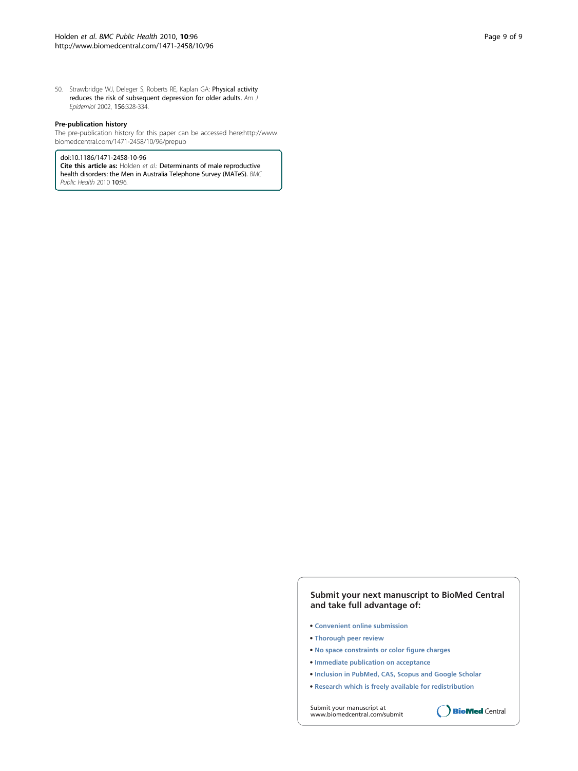50. Strawbridge WJ, Deleger S, Roberts RE, Kaplan GA: **Physical activity reduces the risk of subsequent depression for older adults.** *Am J Epidemiol* 2002, **156**:328-334.

**Pre-publication history**

The pre-publication history for this paper can be accessed here:http://www.biomedcentral.com/1471-2458/10/96/prepub

doi:10.1186/1471-2458-10-96

**Cite this article as:** Holden *et al.*: Determinants of male reproductive health disorders: the Men in Australia Telephone Survey (MATeS). *BMC Public Health* 2010 **10**:96.

**Submit your next manuscript to BioMed Central and take full advantage of:**

- Convenient online submission
- Thorough peer review
- No space constraints or color figure charges
- Immediate publication on acceptance
- Inclusion in PubMed, CAS, Scopus and Google Scholar
- Research which is freely available for redistribution

Submit your manuscript at www.biomedcentral.com/submit

BioMed Central